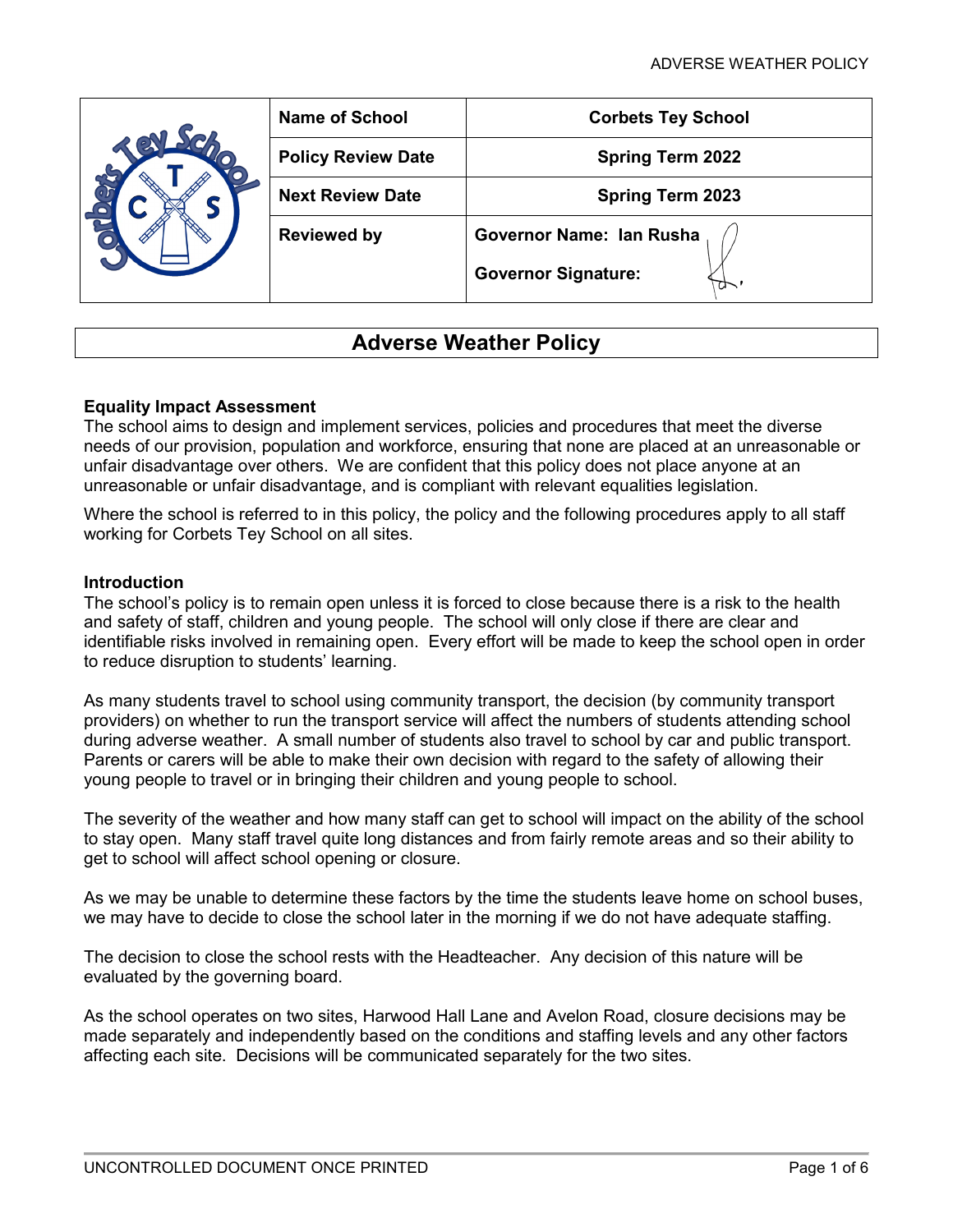| | Name of School | Corbets Tey School |
|---|---|---|
| | Policy Review Date | Spring Term 2022 |
| | Next Review Date | Spring Term 2023 |
| | Reviewed by | Governor Name: Ian Rusha<br>Governor Signature: |

# Adverse Weather Policy

**Equality Impact Assessment**
The school aims to design and implement services, policies and procedures that meet the diverse needs of our provision, population and workforce, ensuring that none are placed at an unreasonable or unfair disadvantage over others. We are confident that this policy does not place anyone at an unreasonable or unfair disadvantage, and is compliant with relevant equalities legislation.

Where the school is referred to in this policy, the policy and the following procedures apply to all staff working for Corbets Tey School on all sites.

**Introduction**
The school's policy is to remain open unless it is forced to close because there is a risk to the health and safety of staff, children and young people. The school will only close if there are clear and identifiable risks involved in remaining open. Every effort will be made to keep the school open in order to reduce disruption to students' learning.

As many students travel to school using community transport, the decision (by community transport providers) on whether to run the transport service will affect the numbers of students attending school during adverse weather. A small number of students also travel to school by car and public transport. Parents or carers will be able to make their own decision with regard to the safety of allowing their young people to travel or in bringing their children and young people to school.

The severity of the weather and how many staff can get to school will impact on the ability of the school to stay open. Many staff travel quite long distances and from fairly remote areas and so their ability to get to school will affect school opening or closure.

As we may be unable to determine these factors by the time the students leave home on school buses, we may have to decide to close the school later in the morning if we do not have adequate staffing.

The decision to close the school rests with the Headteacher. Any decision of this nature will be evaluated by the governing board.

As the school operates on two sites, Harwood Hall Lane and Avelon Road, closure decisions may be made separately and independently based on the conditions and staffing levels and any other factors affecting each site. Decisions will be communicated separately for the two sites.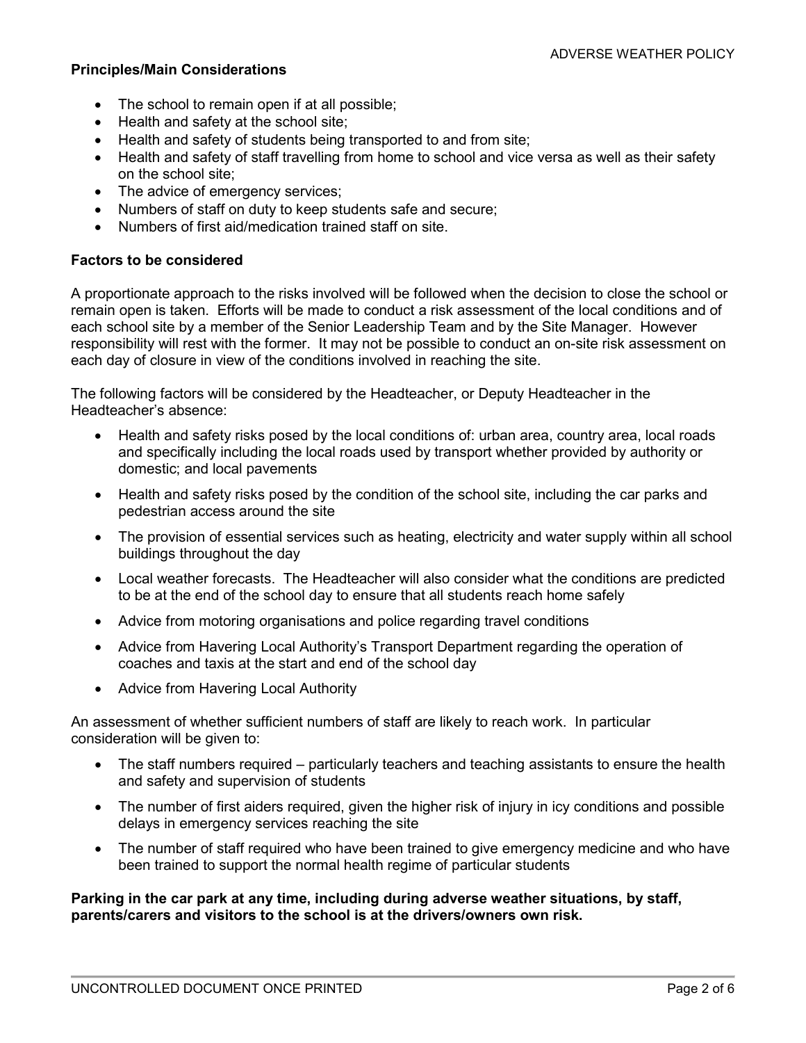**Principles/Main Considerations**

- The school to remain open if at all possible;
- Health and safety at the school site;
- Health and safety of students being transported to and from site;
- Health and safety of staff travelling from home to school and vice versa as well as their safety on the school site;
- The advice of emergency services;
- Numbers of staff on duty to keep students safe and secure;
- Numbers of first aid/medication trained staff on site.

**Factors to be considered**

A proportionate approach to the risks involved will be followed when the decision to close the school or remain open is taken. Efforts will be made to conduct a risk assessment of the local conditions and of each school site by a member of the Senior Leadership Team and by the Site Manager. However responsibility will rest with the former. It may not be possible to conduct an on-site risk assessment on each day of closure in view of the conditions involved in reaching the site.

The following factors will be considered by the Headteacher, or Deputy Headteacher in the Headteacher's absence:

- Health and safety risks posed by the local conditions of: urban area, country area, local roads and specifically including the local roads used by transport whether provided by authority or domestic; and local pavements
- Health and safety risks posed by the condition of the school site, including the car parks and pedestrian access around the site
- The provision of essential services such as heating, electricity and water supply within all school buildings throughout the day
- Local weather forecasts. The Headteacher will also consider what the conditions are predicted to be at the end of the school day to ensure that all students reach home safely
- Advice from motoring organisations and police regarding travel conditions
- Advice from Havering Local Authority's Transport Department regarding the operation of coaches and taxis at the start and end of the school day
- Advice from Havering Local Authority

An assessment of whether sufficient numbers of staff are likely to reach work. In particular consideration will be given to:

- The staff numbers required – particularly teachers and teaching assistants to ensure the health and safety and supervision of students
- The number of first aiders required, given the higher risk of injury in icy conditions and possible delays in emergency services reaching the site
- The number of staff required who have been trained to give emergency medicine and who have been trained to support the normal health regime of particular students

**Parking in the car park at any time, including during adverse weather situations, by staff, parents/carers and visitors to the school is at the drivers/owners own risk.**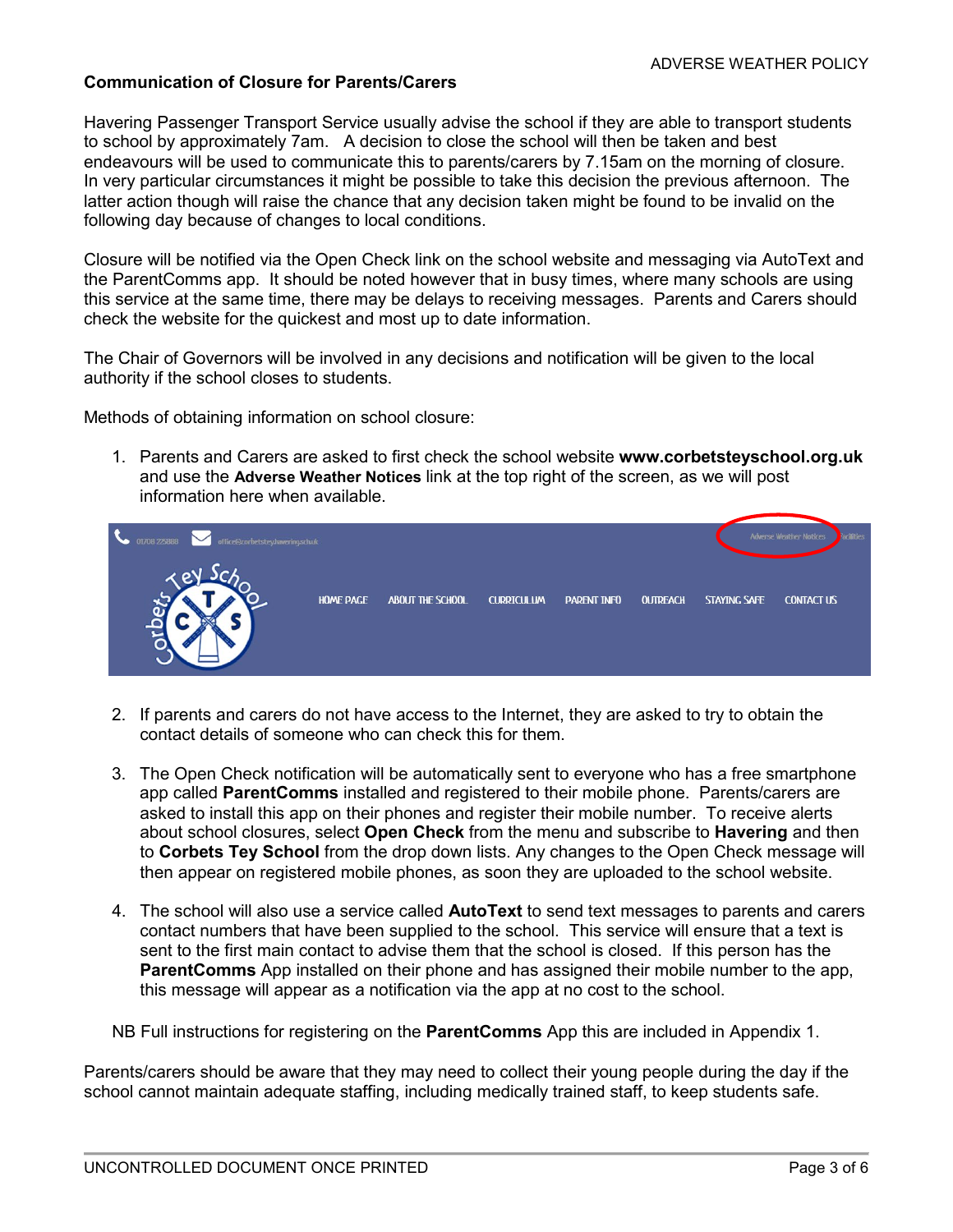## Communication of Closure for Parents/Carers

Havering Passenger Transport Service usually advise the school if they are able to transport students to school by approximately 7am. A decision to close the school will then be taken and best endeavours will be used to communicate this to parents/carers by 7.15am on the morning of closure. In very particular circumstances it might be possible to take this decision the previous afternoon. The latter action though will raise the chance that any decision taken might be found to be invalid on the following day because of changes to local conditions.

Closure will be notified via the Open Check link on the school website and messaging via AutoText and the ParentComms app. It should be noted however that in busy times, where many schools are using this service at the same time, there may be delays to receiving messages. Parents and Carers should check the website for the quickest and most up to date information.

The Chair of Governors will be involved in any decisions and notification will be given to the local authority if the school closes to students.

Methods of obtaining information on school closure:

1. Parents and Carers are asked to first check the school website **www.corbetsteyschool.org.uk** and use the **Adverse Weather Notices** link at the top right of the screen, as we will post information here when available.

2. If parents and carers do not have access to the Internet, they are asked to try to obtain the contact details of someone who can check this for them.

3. The Open Check notification will be automatically sent to everyone who has a free smartphone app called **ParentComms** installed and registered to their mobile phone. Parents/carers are asked to install this app on their phones and register their mobile number. To receive alerts about school closures, select **Open Check** from the menu and subscribe to **Havering** and then to **Corbets Tey School** from the drop down lists. Any changes to the Open Check message will then appear on registered mobile phones, as soon they are uploaded to the school website.

4. The school will also use a service called **AutoText** to send text messages to parents and carers contact numbers that have been supplied to the school. This service will ensure that a text is sent to the first main contact to advise them that the school is closed. If this person has the **ParentComms** App installed on their phone and has assigned their mobile number to the app, this message will appear as a notification via the app at no cost to the school.

NB Full instructions for registering on the **ParentComms** App this are included in Appendix 1.

Parents/carers should be aware that they may need to collect their young people during the day if the school cannot maintain adequate staffing, including medically trained staff, to keep students safe.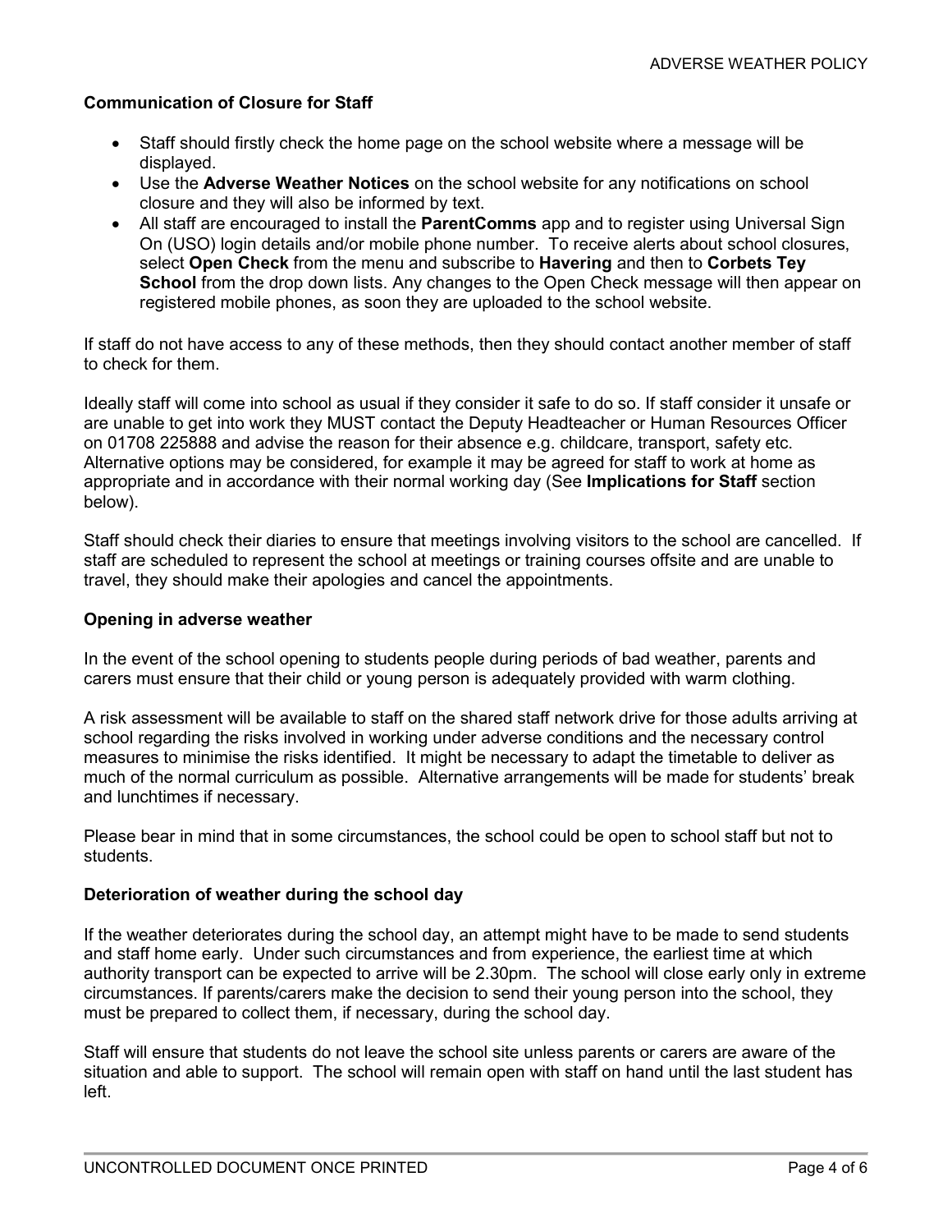**Communication of Closure for Staff**

- Staff should firstly check the home page on the school website where a message will be displayed.
- Use the **Adverse Weather Notices** on the school website for any notifications on school closure and they will also be informed by text.
- All staff are encouraged to install the **ParentComms** app and to register using Universal Sign On (USO) login details and/or mobile phone number. To receive alerts about school closures, select **Open Check** from the menu and subscribe to **Havering** and then to **Corbets Tey School** from the drop down lists. Any changes to the Open Check message will then appear on registered mobile phones, as soon they are uploaded to the school website.

If staff do not have access to any of these methods, then they should contact another member of staff to check for them.

Ideally staff will come into school as usual if they consider it safe to do so. If staff consider it unsafe or are unable to get into work they MUST contact the Deputy Headteacher or Human Resources Officer on 01708 225888 and advise the reason for their absence e.g. childcare, transport, safety etc. Alternative options may be considered, for example it may be agreed for staff to work at home as appropriate and in accordance with their normal working day (See **Implications for Staff** section below).

Staff should check their diaries to ensure that meetings involving visitors to the school are cancelled. If staff are scheduled to represent the school at meetings or training courses offsite and are unable to travel, they should make their apologies and cancel the appointments.

**Opening in adverse weather**

In the event of the school opening to students people during periods of bad weather, parents and carers must ensure that their child or young person is adequately provided with warm clothing.

A risk assessment will be available to staff on the shared staff network drive for those adults arriving at school regarding the risks involved in working under adverse conditions and the necessary control measures to minimise the risks identified. It might be necessary to adapt the timetable to deliver as much of the normal curriculum as possible. Alternative arrangements will be made for students' break and lunchtimes if necessary.

Please bear in mind that in some circumstances, the school could be open to school staff but not to students.

**Deterioration of weather during the school day**

If the weather deteriorates during the school day, an attempt might have to be made to send students and staff home early. Under such circumstances and from experience, the earliest time at which authority transport can be expected to arrive will be 2.30pm. The school will close early only in extreme circumstances. If parents/carers make the decision to send their young person into the school, they must be prepared to collect them, if necessary, during the school day.

Staff will ensure that students do not leave the school site unless parents or carers are aware of the situation and able to support. The school will remain open with staff on hand until the last student has left.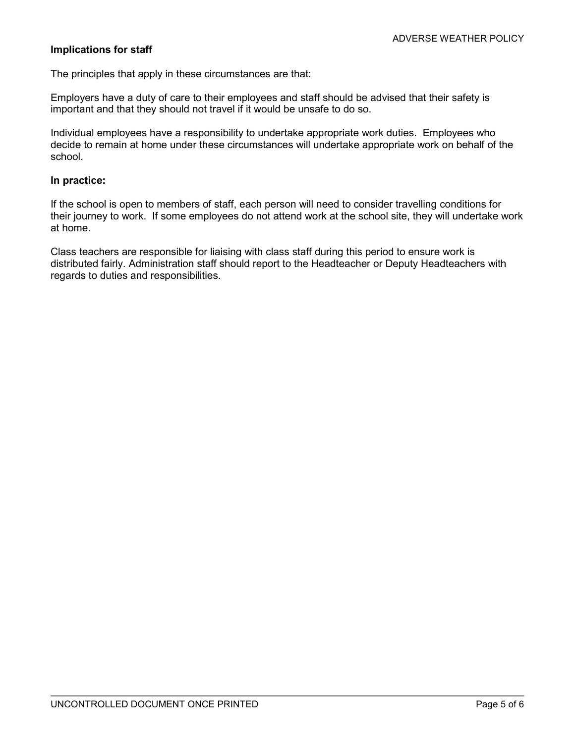**Implications for staff**

The principles that apply in these circumstances are that:

Employers have a duty of care to their employees and staff should be advised that their safety is important and that they should not travel if it would be unsafe to do so.

Individual employees have a responsibility to undertake appropriate work duties. Employees who decide to remain at home under these circumstances will undertake appropriate work on behalf of the school.

**In practice:**

If the school is open to members of staff, each person will need to consider travelling conditions for their journey to work. If some employees do not attend work at the school site, they will undertake work at home.

Class teachers are responsible for liaising with class staff during this period to ensure work is distributed fairly. Administration staff should report to the Headteacher or Deputy Headteachers with regards to duties and responsibilities.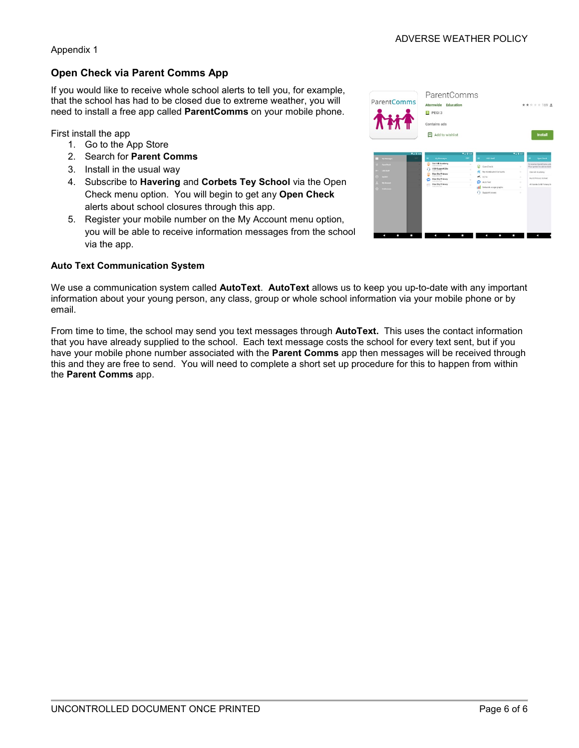Appendix 1

## Open Check via Parent Comms App

If you would like to receive whole school alerts to tell you, for example, that the school has had to be closed due to extreme weather, you will need to install a free app called **ParentComms** on your mobile phone.

First install the app

1. Go to the App Store
2. Search for **Parent Comms**
3. Install in the usual way
4. Subscribe to **Havering** and **Corbets Tey School** via the Open Check menu option. You will begin to get any **Open Check** alerts about school closures through this app.
5. Register your mobile number on the My Account menu option, you will be able to receive information messages from the school via the app.

### Auto Text Communication System

We use a communication system called **AutoText**. **AutoText** allows us to keep you up-to-date with any important information about your young person, any class, group or whole school information via your mobile phone or by email.

From time to time, the school may send you text messages through **AutoText.** This uses the contact information that you have already supplied to the school. Each text message costs the school for every text sent, but if you have your mobile phone number associated with the **Parent Comms** app then messages will be received through this and they are free to send. You will need to complete a short set up procedure for this to happen from within the **Parent Comms** app.